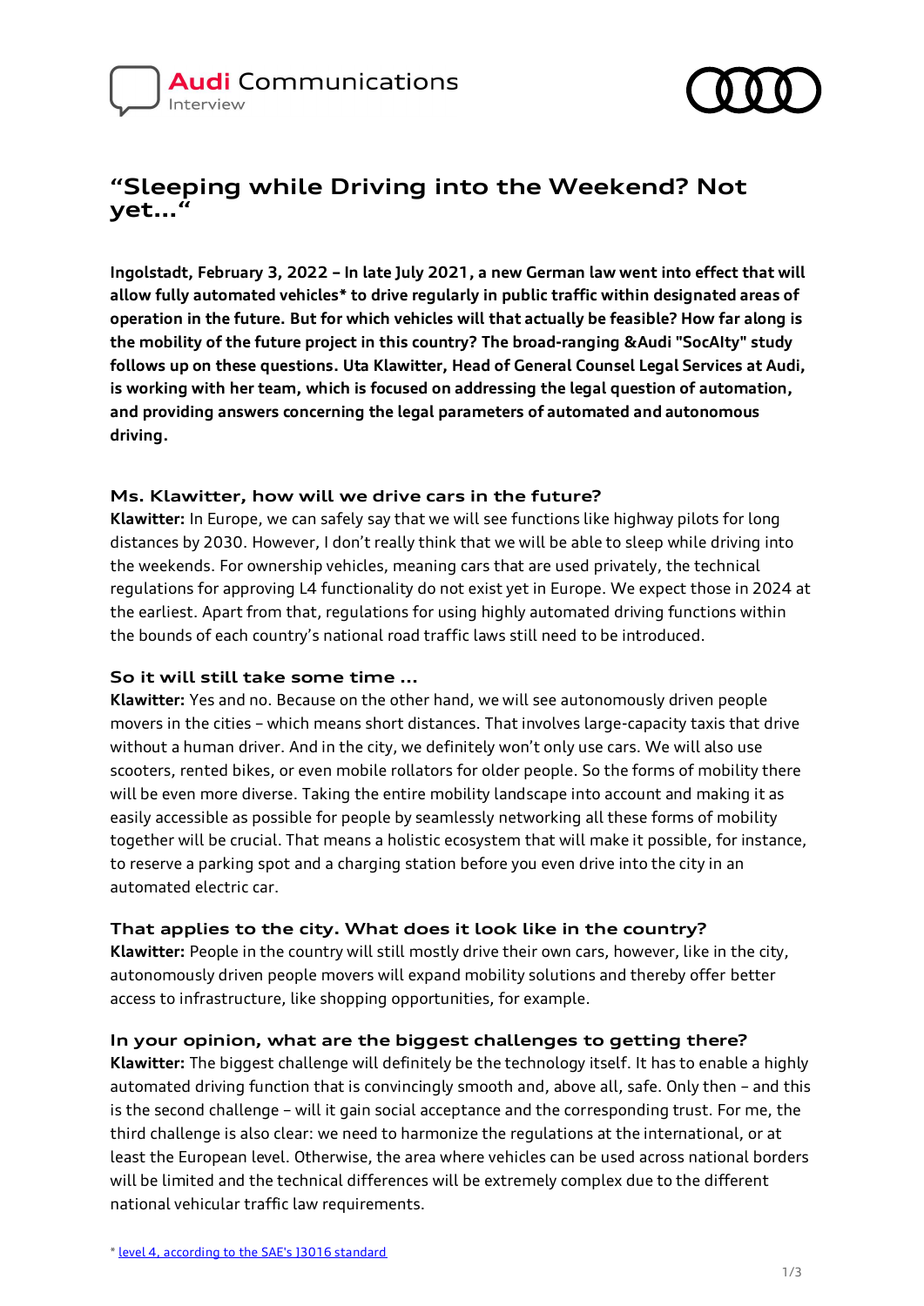Audi Communications
Interview

# "Sleeping while Driving into the Weekend? Not yet..."

**Ingolstadt, February 3, 2022 – In late July 2021, a new German law went into effect that will allow fully automated vehicles* to drive regularly in public traffic within designated areas of operation in the future. But for which vehicles will that actually be feasible? How far along is the mobility of the future project in this country? The broad-ranging &Audi "SocAIty" study follows up on these questions. Uta Klawitter, Head of General Counsel Legal Services at Audi, is working with her team, which is focused on addressing the legal question of automation, and providing answers concerning the legal parameters of automated and autonomous driving.**

### Ms. Klawitter, how will we drive cars in the future?

**Klawitter:** In Europe, we can safely say that we will see functions like highway pilots for long distances by 2030. However, I don't really think that we will be able to sleep while driving into the weekends. For ownership vehicles, meaning cars that are used privately, the technical regulations for approving L4 functionality do not exist yet in Europe. We expect those in 2024 at the earliest. Apart from that, regulations for using highly automated driving functions within the bounds of each country's national road traffic laws still need to be introduced.

### So it will still take some time ...

**Klawitter:** Yes and no. Because on the other hand, we will see autonomously driven people movers in the cities – which means short distances. That involves large-capacity taxis that drive without a human driver. And in the city, we definitely won't only use cars. We will also use scooters, rented bikes, or even mobile rollators for older people. So the forms of mobility there will be even more diverse. Taking the entire mobility landscape into account and making it as easily accessible as possible for people by seamlessly networking all these forms of mobility together will be crucial. That means a holistic ecosystem that will make it possible, for instance, to reserve a parking spot and a charging station before you even drive into the city in an automated electric car.

### That applies to the city. What does it look like in the country?

**Klawitter:** People in the country will still mostly drive their own cars, however, like in the city, autonomously driven people movers will expand mobility solutions and thereby offer better access to infrastructure, like shopping opportunities, for example.

### In your opinion, what are the biggest challenges to getting there?

**Klawitter:** The biggest challenge will definitely be the technology itself. It has to enable a highly automated driving function that is convincingly smooth and, above all, safe. Only then – and this is the second challenge – will it gain social acceptance and the corresponding trust. For me, the third challenge is also clear: we need to harmonize the regulations at the international, or at least the European level. Otherwise, the area where vehicles can be used across national borders will be limited and the technical differences will be extremely complex due to the different national vehicular traffic law requirements.

* level 4, according to the SAE's J3016 standard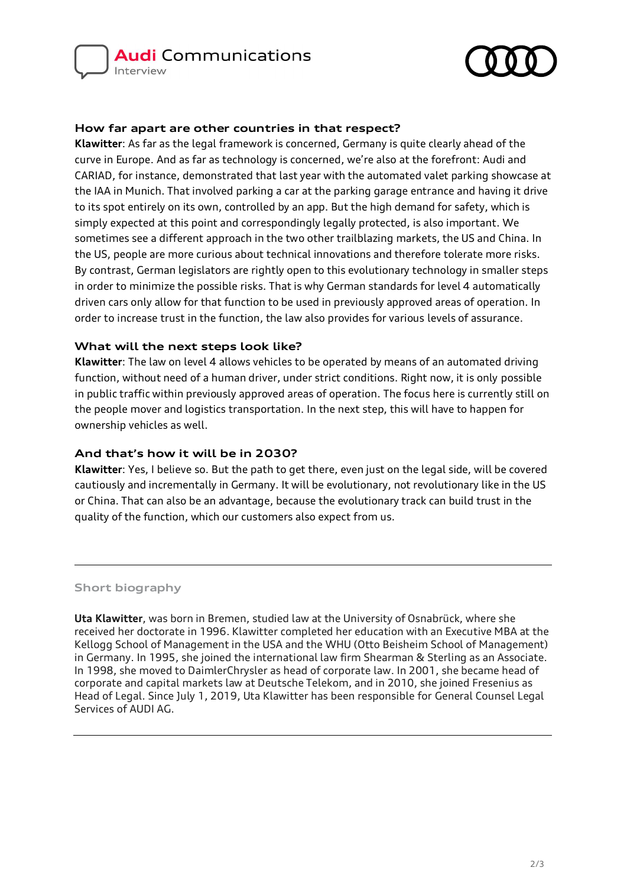### How far apart are other countries in that respect?

**Klawitter**: As far as the legal framework is concerned, Germany is quite clearly ahead of the curve in Europe. And as far as technology is concerned, we're also at the forefront: Audi and CARIAD, for instance, demonstrated that last year with the automated valet parking showcase at the IAA in Munich. That involved parking a car at the parking garage entrance and having it drive to its spot entirely on its own, controlled by an app. But the high demand for safety, which is simply expected at this point and correspondingly legally protected, is also important. We sometimes see a different approach in the two other trailblazing markets, the US and China. In the US, people are more curious about technical innovations and therefore tolerate more risks. By contrast, German legislators are rightly open to this evolutionary technology in smaller steps in order to minimize the possible risks. That is why German standards for level 4 automatically driven cars only allow for that function to be used in previously approved areas of operation. In order to increase trust in the function, the law also provides for various levels of assurance.

### What will the next steps look like?

**Klawitter**: The law on level 4 allows vehicles to be operated by means of an automated driving function, without need of a human driver, under strict conditions. Right now, it is only possible in public traffic within previously approved areas of operation. The focus here is currently still on the people mover and logistics transportation. In the next step, this will have to happen for ownership vehicles as well.

### And that's how it will be in 2030?

**Klawitter**: Yes, I believe so. But the path to get there, even just on the legal side, will be covered cautiously and incrementally in Germany. It will be evolutionary, not revolutionary like in the US or China. That can also be an advantage, because the evolutionary track can build trust in the quality of the function, which our customers also expect from us.

---

#### Short biography

**Uta Klawitter**, was born in Bremen, studied law at the University of Osnabrück, where she received her doctorate in 1996. Klawitter completed her education with an Executive MBA at the Kellogg School of Management in the USA and the WHU (Otto Beisheim School of Management) in Germany. In 1995, she joined the international law firm Shearman & Sterling as an Associate. In 1998, she moved to DaimlerChrysler as head of corporate law. In 2001, she became head of corporate and capital markets law at Deutsche Telekom, and in 2010, she joined Fresenius as Head of Legal. Since July 1, 2019, Uta Klawitter has been responsible for General Counsel Legal Services of AUDI AG.

---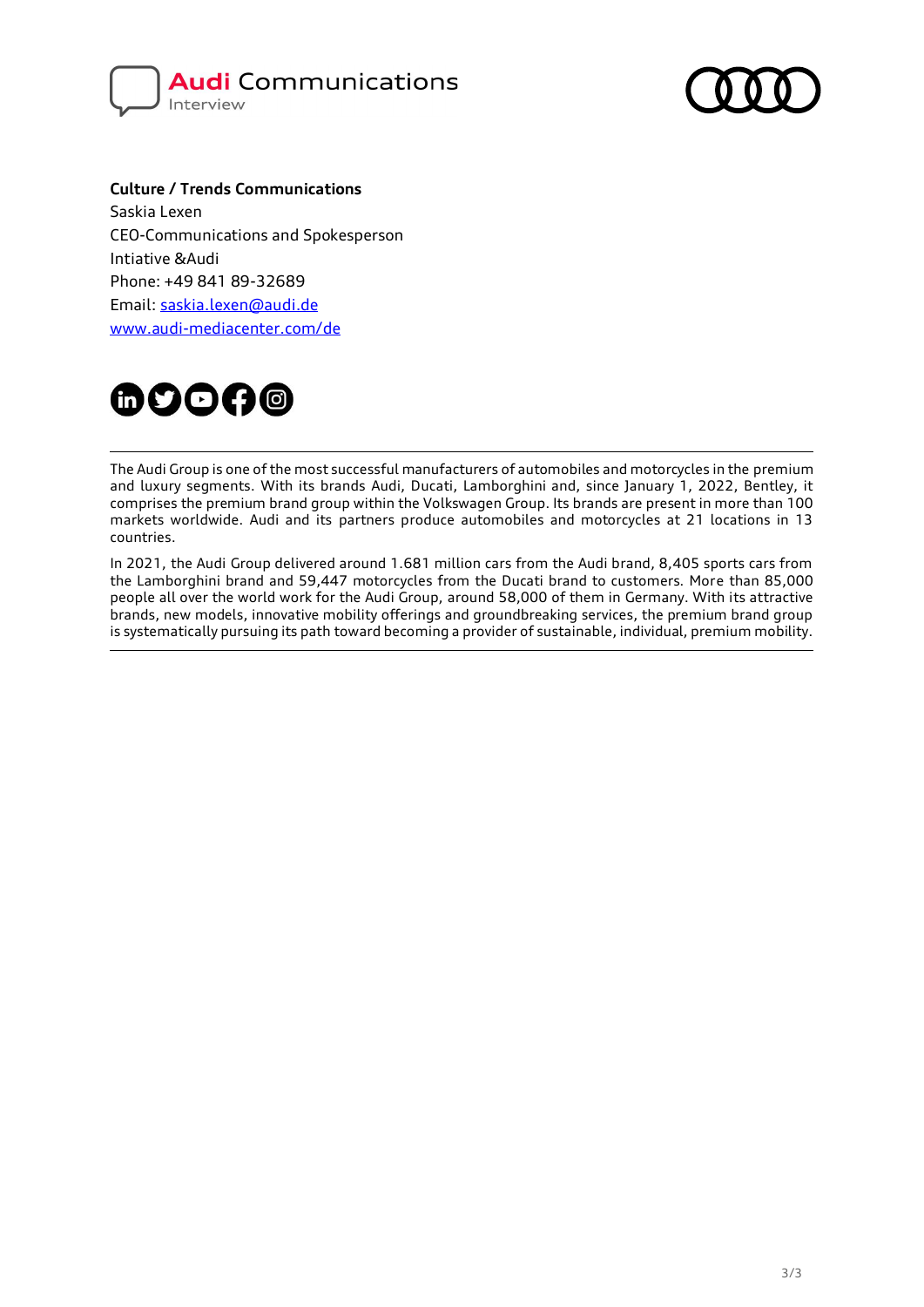**Culture / Trends Communications**
Saskia Lexen
CEO-Communications and Spokesperson
Intiative &Audi
Phone: +49 841 89-32689
Email: [saskia.lexen@audi.de](mailto:saskia.lexen@audi.de)
[www.audi-mediacenter.com/de](http://www.audi-mediacenter.com/de)

---

The Audi Group is one of the most successful manufacturers of automobiles and motorcycles in the premium and luxury segments. With its brands Audi, Ducati, Lamborghini and, since January 1, 2022, Bentley, it comprises the premium brand group within the Volkswagen Group. Its brands are present in more than 100 markets worldwide. Audi and its partners produce automobiles and motorcycles at 21 locations in 13 countries.

In 2021, the Audi Group delivered around 1.681 million cars from the Audi brand, 8,405 sports cars from the Lamborghini brand and 59,447 motorcycles from the Ducati brand to customers. More than 85,000 people all over the world work for the Audi Group, around 58,000 of them in Germany. With its attractive brands, new models, innovative mobility offerings and groundbreaking services, the premium brand group is systematically pursuing its path toward becoming a provider of sustainable, individual, premium mobility.

---